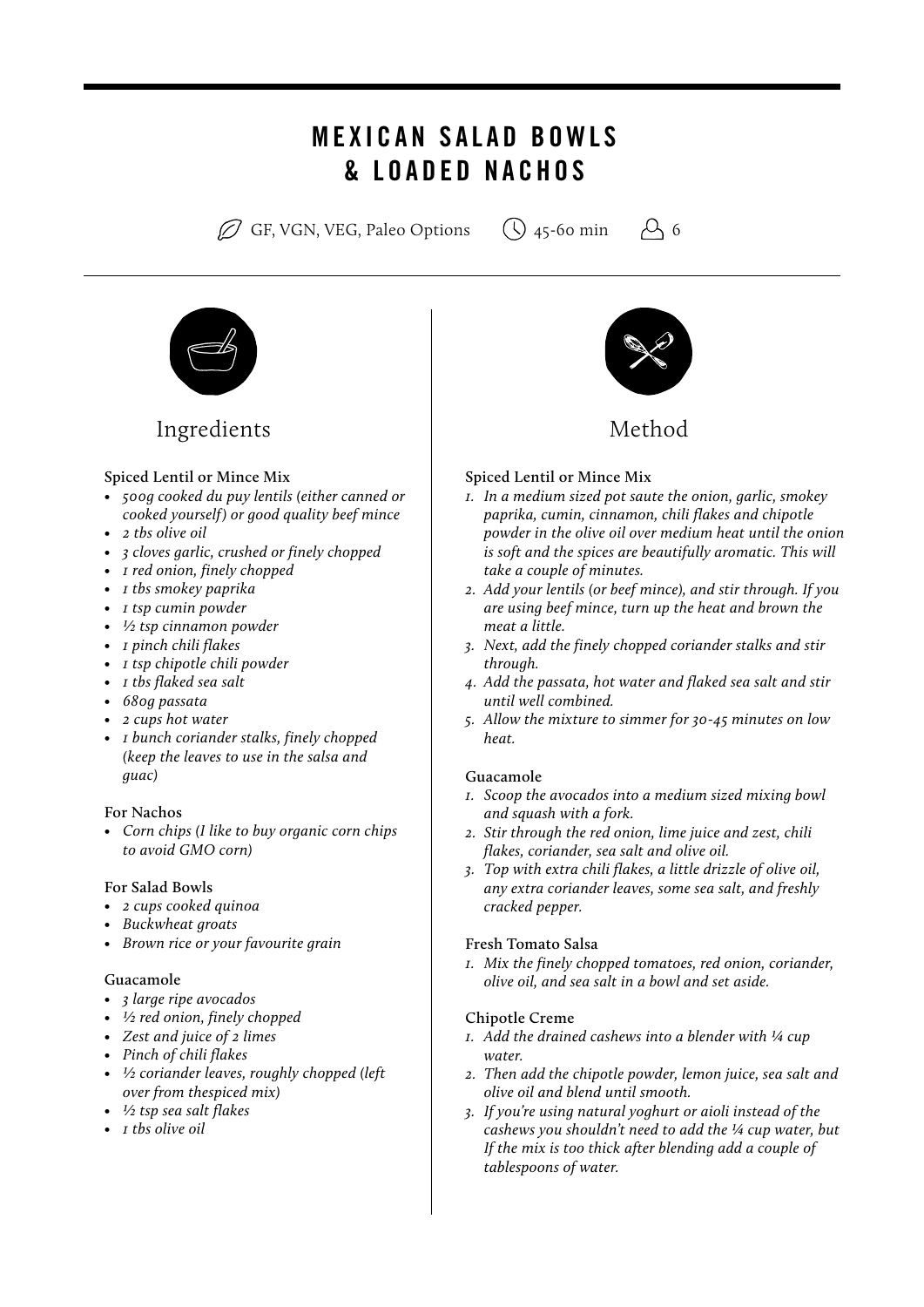# MEXICAN SALAD BOWLS & LOADED NACHOS

GF, VGN, VEG, Paleo Options | 45-60 min | 6

## Ingredients

**Spiced Lentil or Mince Mix**

- *500g cooked du puy lentils (either canned or cooked yourself) or good quality beef mince*
- *2 tbs olive oil*
- *3 cloves garlic, crushed or finely chopped*
- *1 red onion, finely chopped*
- *1 tbs smokey paprika*
- *1 tsp cumin powder*
- *½ tsp cinnamon powder*
- *1 pinch chili flakes*
- *1 tsp chipotle chili powder*
- *1 tbs flaked sea salt*
- *680g passata*
- *2 cups hot water*
- *1 bunch coriander stalks, finely chopped (keep the leaves to use in the salsa and guac)*

**For Nachos**

- *Corn chips (I like to buy organic corn chips to avoid GMO corn)*

**For Salad Bowls**

- *2 cups cooked quinoa*
- *Buckwheat groats*
- *Brown rice or your favourite grain*

**Guacamole**

- *3 large ripe avocados*
- *½ red onion, finely chopped*
- *Zest and juice of 2 limes*
- *Pinch of chili flakes*
- *½ coriander leaves, roughly chopped (left over from thespiced mix)*
- *½ tsp sea salt flakes*
- *1 tbs olive oil*

## Method

**Spiced Lentil or Mince Mix**

1. *In a medium sized pot saute the onion, garlic, smokey paprika, cumin, cinnamon, chili flakes and chipotle powder in the olive oil over medium heat until the onion is soft and the spices are beautifully aromatic. This will take a couple of minutes.*
2. *Add your lentils (or beef mince), and stir through. If you are using beef mince, turn up the heat and brown the meat a little.*
3. *Next, add the finely chopped coriander stalks and stir through.*
4. *Add the passata, hot water and flaked sea salt and stir until well combined.*
5. *Allow the mixture to simmer for 30-45 minutes on low heat.*

**Guacamole**

1. *Scoop the avocados into a medium sized mixing bowl and squash with a fork.*
2. *Stir through the red onion, lime juice and zest, chili flakes, coriander, sea salt and olive oil.*
3. *Top with extra chili flakes, a little drizzle of olive oil, any extra coriander leaves, some sea salt, and freshly cracked pepper.*

**Fresh Tomato Salsa**

1. *Mix the finely chopped tomatoes, red onion, coriander, olive oil, and sea salt in a bowl and set aside.*

**Chipotle Creme**

1. *Add the drained cashews into a blender with ¼ cup water.*
2. *Then add the chipotle powder, lemon juice, sea salt and olive oil and blend until smooth.*
3. *If you're using natural yoghurt or aioli instead of the cashews you shouldn't need to add the ¼ cup water, but If the mix is too thick after blending add a couple of tablespoons of water.*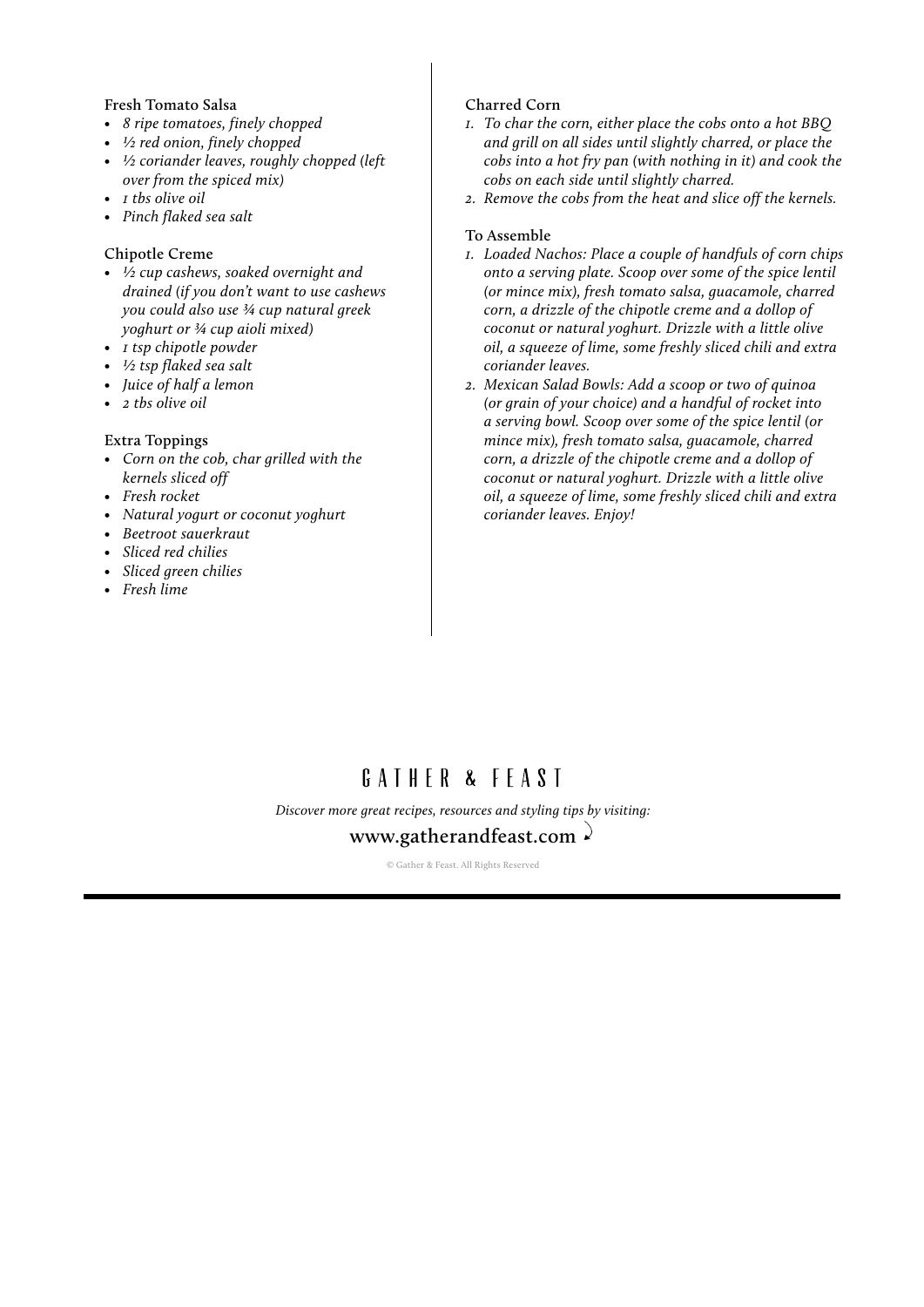### Fresh Tomato Salsa

- *8 ripe tomatoes, finely chopped*
- *½ red onion, finely chopped*
- *½ coriander leaves, roughly chopped (left over from the spiced mix)*
- *1 tbs olive oil*
- *Pinch flaked sea salt*

### Chipotle Creme

- *½ cup cashews, soaked overnight and drained (if you don't want to use cashews you could also use ¾ cup natural greek yoghurt or ¾ cup aioli mixed)*
- *1 tsp chipotle powder*
- *½ tsp flaked sea salt*
- *Juice of half a lemon*
- *2 tbs olive oil*

### Extra Toppings

- *Corn on the cob, char grilled with the kernels sliced off*
- *Fresh rocket*
- *Natural yogurt or coconut yoghurt*
- *Beetroot sauerkraut*
- *Sliced red chilies*
- *Sliced green chilies*
- *Fresh lime*

### Charred Corn

1. *To char the corn, either place the cobs onto a hot BBQ and grill on all sides until slightly charred, or place the cobs into a hot fry pan (with nothing in it) and cook the cobs on each side until slightly charred.*
2. *Remove the cobs from the heat and slice off the kernels.*

### To Assemble

1. *Loaded Nachos: Place a couple of handfuls of corn chips onto a serving plate. Scoop over some of the spice lentil (or mince mix), fresh tomato salsa, guacamole, charred corn, a drizzle of the chipotle creme and a dollop of coconut or natural yoghurt. Drizzle with a little olive oil, a squeeze of lime, some freshly sliced chili and extra coriander leaves.*
2. *Mexican Salad Bowls: Add a scoop or two of quinoa (or grain of your choice) and a handful of rocket into a serving bowl. Scoop over some of the spice lentil (or mince mix), fresh tomato salsa, guacamole, charred corn, a drizzle of the chipotle creme and a dollop of coconut or natural yoghurt. Drizzle with a little olive oil, a squeeze of lime, some freshly sliced chili and extra coriander leaves. Enjoy!*

GATHER & FEAST

*Discover more great recipes, resources and styling tips by visiting:*

www.gatherandfeast.com

© Gather & Feast. All Rights Reserved